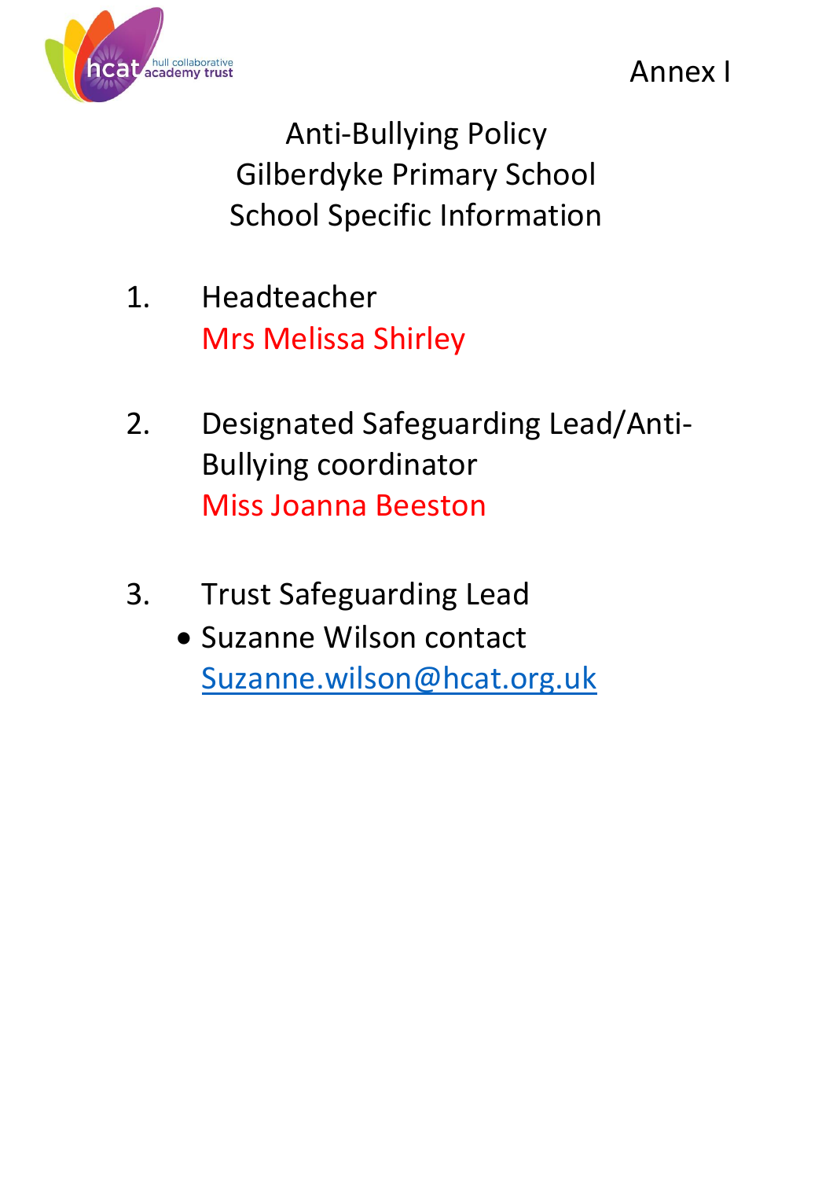Annex I

# Anti-Bullying Policy
# Gilberdyke Primary School
# School Specific Information

1. Headteacher
   Mrs Melissa Shirley

2. Designated Safeguarding Lead/Anti-Bullying coordinator
   Miss Joanna Beeston

3. Trust Safeguarding Lead
   - Suzanne Wilson contact Suzanne.wilson@hcat.org.uk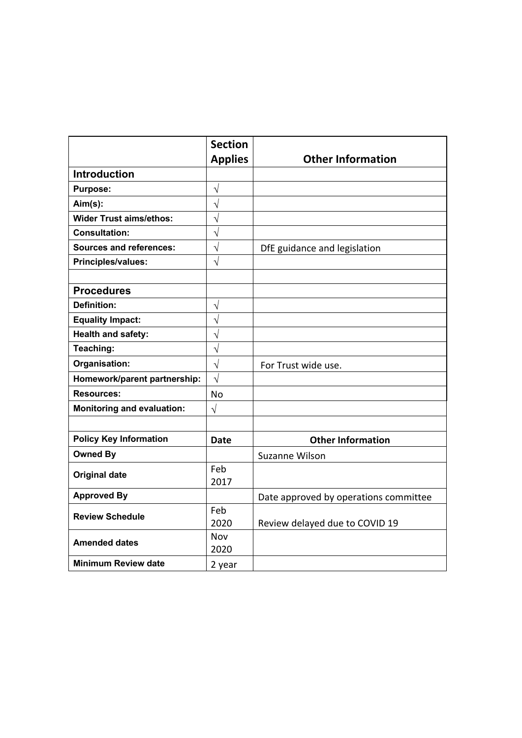| | Section Applies | Other Information |
|---|---|---|
| **Introduction** | | |
| **Purpose:** | √ | |
| **Aim(s):** | √ | |
| **Wider Trust aims/ethos:** | √ | |
| **Consultation:** | √ | |
| **Sources and references:** | √ | DfE guidance and legislation |
| **Principles/values:** | √ | |
| | | |
| **Procedures** | | |
| **Definition:** | √ | |
| **Equality Impact:** | √ | |
| **Health and safety:** | √ | |
| **Teaching:** | √ | |
| **Organisation:** | √ | For Trust wide use. |
| **Homework/parent partnership:** | √ | |
| **Resources:** | No | |
| **Monitoring and evaluation:** | √ | |
| | | |
| **Policy Key Information** | **Date** | **Other Information** |
| **Owned By** | | Suzanne Wilson |
| **Original date** | Feb 2017 | |
| **Approved By** | | Date approved by operations committee |
| **Review Schedule** | Feb 2020 | Review delayed due to COVID 19 |
| **Amended dates** | Nov 2020 | |
| **Minimum Review date** | 2 year | |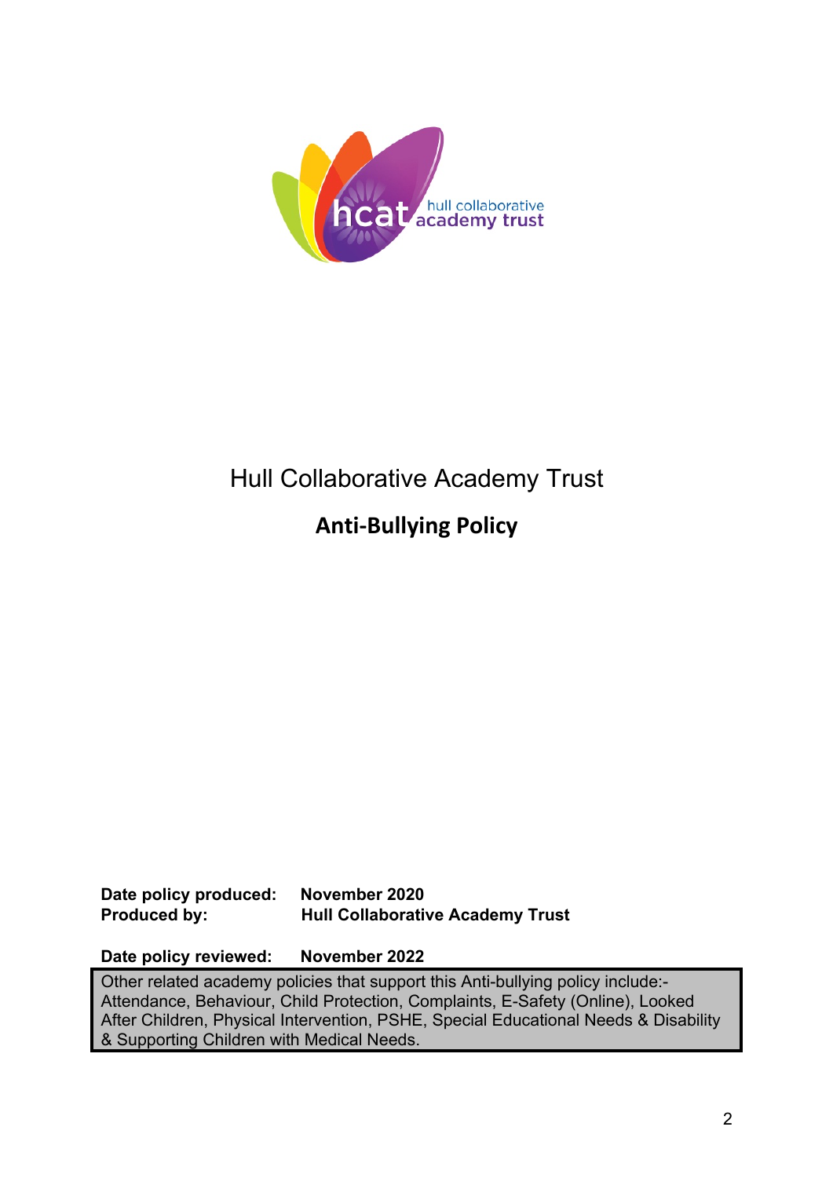# Hull Collaborative Academy Trust

## Anti-Bullying Policy

**Date policy produced:** **November 2020**
**Produced by:** **Hull Collaborative Academy Trust**

**Date policy reviewed:** **November 2022**

Other related academy policies that support this Anti-bullying policy include:- Attendance, Behaviour, Child Protection, Complaints, E-Safety (Online), Looked After Children, Physical Intervention, PSHE, Special Educational Needs & Disability & Supporting Children with Medical Needs.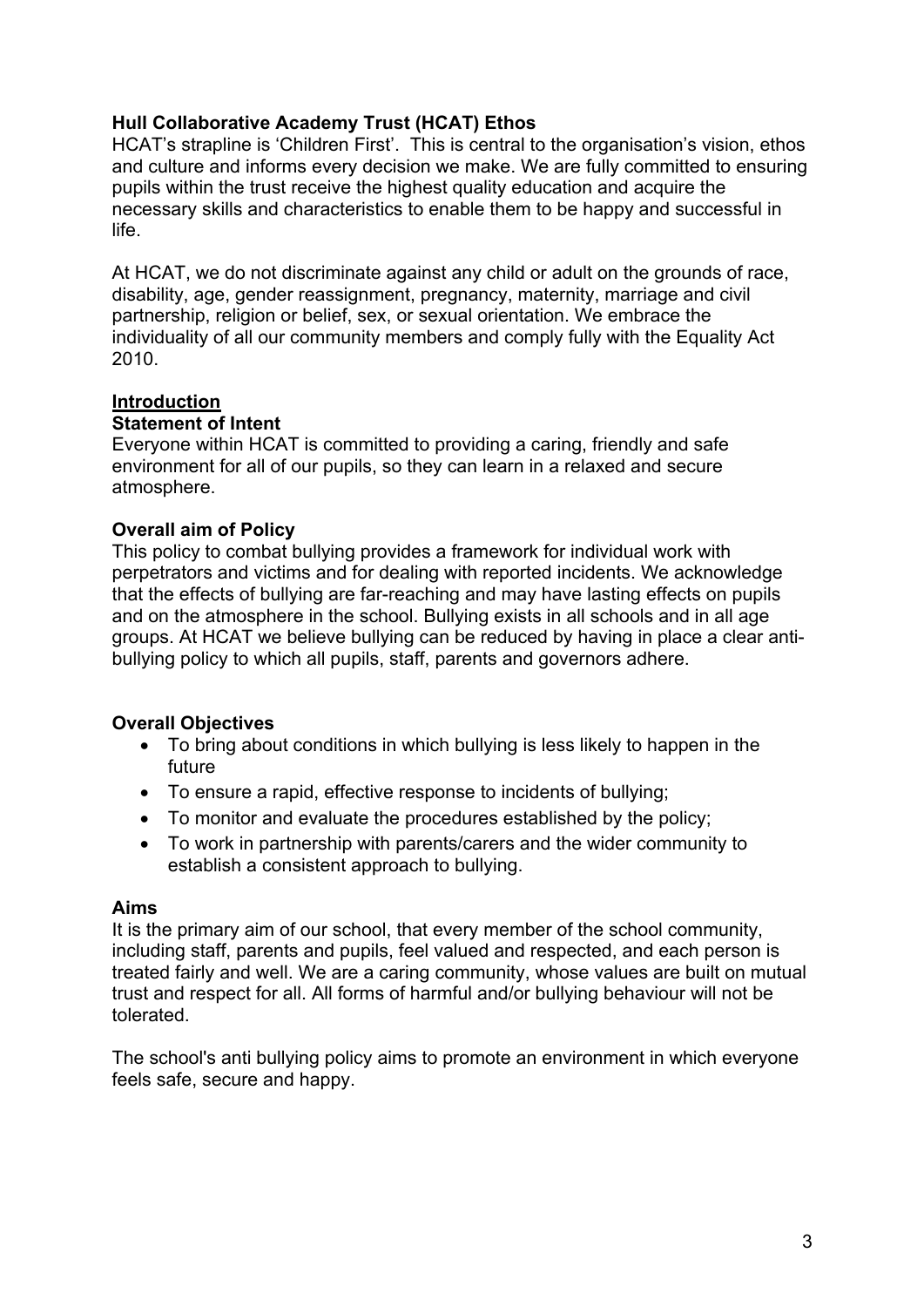## Hull Collaborative Academy Trust (HCAT) Ethos

HCAT's strapline is 'Children First'. This is central to the organisation's vision, ethos and culture and informs every decision we make. We are fully committed to ensuring pupils within the trust receive the highest quality education and acquire the necessary skills and characteristics to enable them to be happy and successful in life.

At HCAT, we do not discriminate against any child or adult on the grounds of race, disability, age, gender reassignment, pregnancy, maternity, marriage and civil partnership, religion or belief, sex, or sexual orientation. We embrace the individuality of all our community members and comply fully with the Equality Act 2010.

## Introduction

### Statement of Intent

Everyone within HCAT is committed to providing a caring, friendly and safe environment for all of our pupils, so they can learn in a relaxed and secure atmosphere.

### Overall aim of Policy

This policy to combat bullying provides a framework for individual work with perpetrators and victims and for dealing with reported incidents. We acknowledge that the effects of bullying are far-reaching and may have lasting effects on pupils and on the atmosphere in the school. Bullying exists in all schools and in all age groups. At HCAT we believe bullying can be reduced by having in place a clear anti-bullying policy to which all pupils, staff, parents and governors adhere.

### Overall Objectives

- To bring about conditions in which bullying is less likely to happen in the future
- To ensure a rapid, effective response to incidents of bullying;
- To monitor and evaluate the procedures established by the policy;
- To work in partnership with parents/carers and the wider community to establish a consistent approach to bullying.

### Aims

It is the primary aim of our school, that every member of the school community, including staff, parents and pupils, feel valued and respected, and each person is treated fairly and well. We are a caring community, whose values are built on mutual trust and respect for all. All forms of harmful and/or bullying behaviour will not be tolerated.

The school's anti bullying policy aims to promote an environment in which everyone feels safe, secure and happy.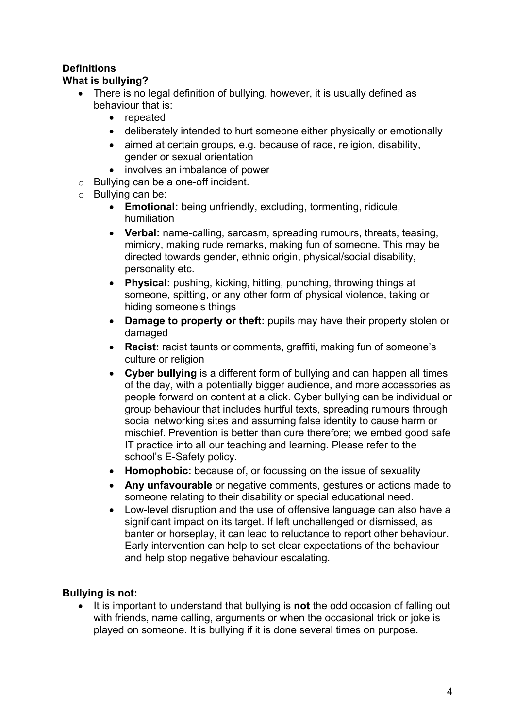**Definitions**

**What is bullying?**

- There is no legal definition of bullying, however, it is usually defined as behaviour that is:
    - repeated
    - deliberately intended to hurt someone either physically or emotionally
    - aimed at certain groups, e.g. because of race, religion, disability, gender or sexual orientation
    - involves an imbalance of power
- Bullying can be a one-off incident.
- Bullying can be:
    - **Emotional:** being unfriendly, excluding, tormenting, ridicule, humiliation
    - **Verbal:** name-calling, sarcasm, spreading rumours, threats, teasing, mimicry, making rude remarks, making fun of someone. This may be directed towards gender, ethnic origin, physical/social disability, personality etc.
    - **Physical:** pushing, kicking, hitting, punching, throwing things at someone, spitting, or any other form of physical violence, taking or hiding someone's things
    - **Damage to property or theft:** pupils may have their property stolen or damaged
    - **Racist:** racist taunts or comments, graffiti, making fun of someone's culture or religion
    - **Cyber bullying** is a different form of bullying and can happen all times of the day, with a potentially bigger audience, and more accessories as people forward on content at a click. Cyber bullying can be individual or group behaviour that includes hurtful texts, spreading rumours through social networking sites and assuming false identity to cause harm or mischief. Prevention is better than cure therefore; we embed good safe IT practice into all our teaching and learning. Please refer to the school's E-Safety policy.
    - **Homophobic:** because of, or focussing on the issue of sexuality
    - **Any unfavourable** or negative comments, gestures or actions made to someone relating to their disability or special educational need.
    - Low-level disruption and the use of offensive language can also have a significant impact on its target. If left unchallenged or dismissed, as banter or horseplay, it can lead to reluctance to report other behaviour. Early intervention can help to set clear expectations of the behaviour and help stop negative behaviour escalating.

**Bullying is not:**

- It is important to understand that bullying is **not** the odd occasion of falling out with friends, name calling, arguments or when the occasional trick or joke is played on someone. It is bullying if it is done several times on purpose.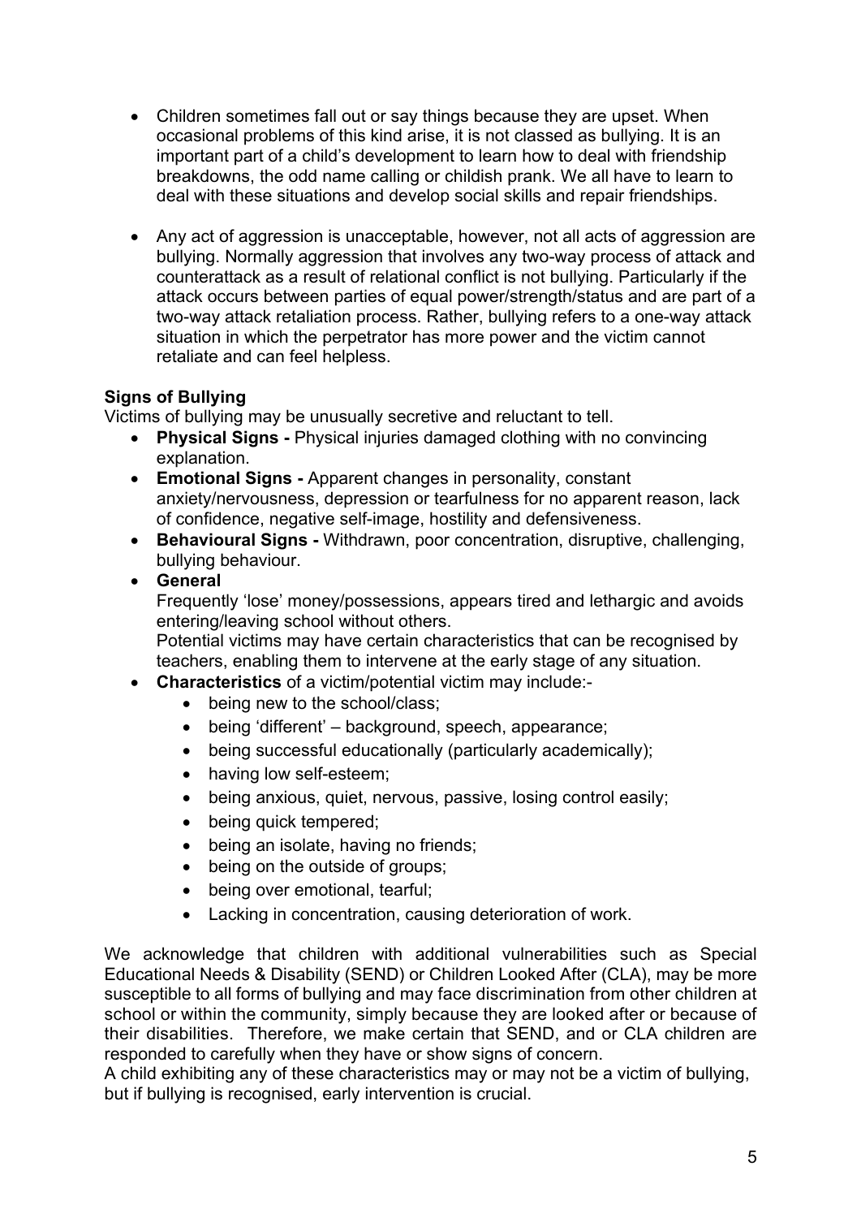- Children sometimes fall out or say things because they are upset. When occasional problems of this kind arise, it is not classed as bullying. It is an important part of a child's development to learn how to deal with friendship breakdowns, the odd name calling or childish prank. We all have to learn to deal with these situations and develop social skills and repair friendships.

- Any act of aggression is unacceptable, however, not all acts of aggression are bullying. Normally aggression that involves any two-way process of attack and counterattack as a result of relational conflict is not bullying. Particularly if the attack occurs between parties of equal power/strength/status and are part of a two-way attack retaliation process. Rather, bullying refers to a one-way attack situation in which the perpetrator has more power and the victim cannot retaliate and can feel helpless.

**Signs of Bullying**

Victims of bullying may be unusually secretive and reluctant to tell.

- **Physical Signs -** Physical injuries damaged clothing with no convincing explanation.
- **Emotional Signs -** Apparent changes in personality, constant anxiety/nervousness, depression or tearfulness for no apparent reason, lack of confidence, negative self-image, hostility and defensiveness.
- **Behavioural Signs -** Withdrawn, poor concentration, disruptive, challenging, bullying behaviour.
- **General**
  Frequently 'lose' money/possessions, appears tired and lethargic and avoids entering/leaving school without others.
  Potential victims may have certain characteristics that can be recognised by teachers, enabling them to intervene at the early stage of any situation.
- **Characteristics** of a victim/potential victim may include:-
  - being new to the school/class;
  - being 'different' – background, speech, appearance;
  - being successful educationally (particularly academically);
  - having low self-esteem;
  - being anxious, quiet, nervous, passive, losing control easily;
  - being quick tempered;
  - being an isolate, having no friends;
  - being on the outside of groups;
  - being over emotional, tearful;
  - Lacking in concentration, causing deterioration of work.

We acknowledge that children with additional vulnerabilities such as Special Educational Needs & Disability (SEND) or Children Looked After (CLA), may be more susceptible to all forms of bullying and may face discrimination from other children at school or within the community, simply because they are looked after or because of their disabilities. Therefore, we make certain that SEND, and or CLA children are responded to carefully when they have or show signs of concern.

A child exhibiting any of these characteristics may or may not be a victim of bullying, but if bullying is recognised, early intervention is crucial.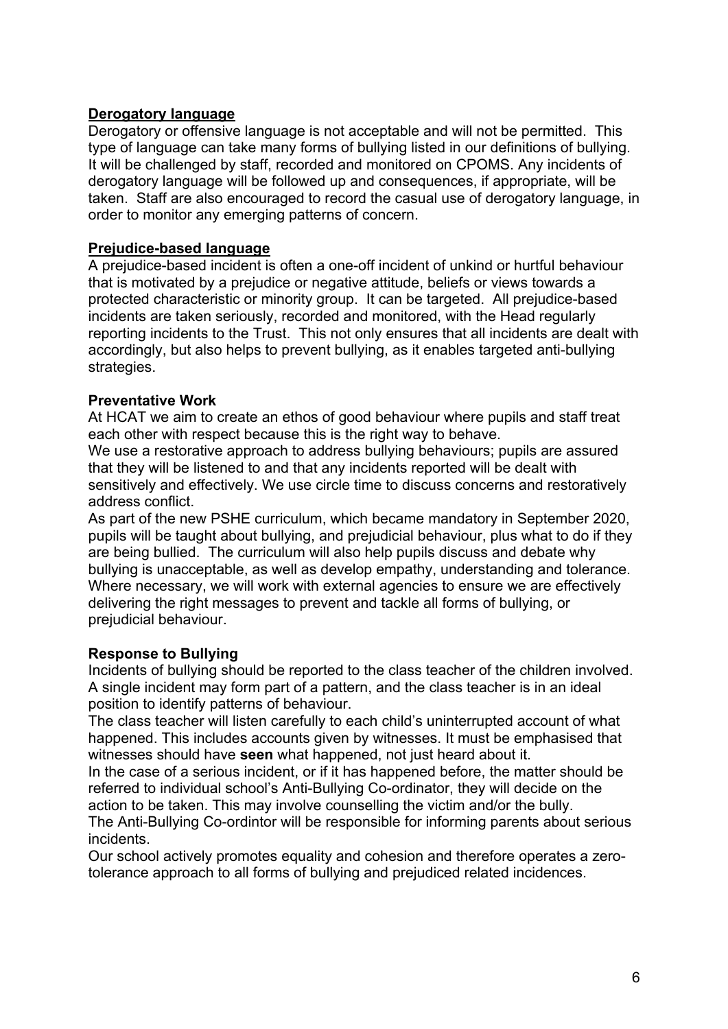## Derogatory language

Derogatory or offensive language is not acceptable and will not be permitted. This type of language can take many forms of bullying listed in our definitions of bullying. It will be challenged by staff, recorded and monitored on CPOMS. Any incidents of derogatory language will be followed up and consequences, if appropriate, will be taken. Staff are also encouraged to record the casual use of derogatory language, in order to monitor any emerging patterns of concern.

## Prejudice-based language

A prejudice-based incident is often a one-off incident of unkind or hurtful behaviour that is motivated by a prejudice or negative attitude, beliefs or views towards a protected characteristic or minority group. It can be targeted. All prejudice-based incidents are taken seriously, recorded and monitored, with the Head regularly reporting incidents to the Trust. This not only ensures that all incidents are dealt with accordingly, but also helps to prevent bullying, as it enables targeted anti-bullying strategies.

## Preventative Work

At HCAT we aim to create an ethos of good behaviour where pupils and staff treat each other with respect because this is the right way to behave.

We use a restorative approach to address bullying behaviours; pupils are assured that they will be listened to and that any incidents reported will be dealt with sensitively and effectively. We use circle time to discuss concerns and restoratively address conflict.

As part of the new PSHE curriculum, which became mandatory in September 2020, pupils will be taught about bullying, and prejudicial behaviour, plus what to do if they are being bullied. The curriculum will also help pupils discuss and debate why bullying is unacceptable, as well as develop empathy, understanding and tolerance. Where necessary, we will work with external agencies to ensure we are effectively delivering the right messages to prevent and tackle all forms of bullying, or prejudicial behaviour.

## Response to Bullying

Incidents of bullying should be reported to the class teacher of the children involved. A single incident may form part of a pattern, and the class teacher is in an ideal position to identify patterns of behaviour.

The class teacher will listen carefully to each child's uninterrupted account of what happened. This includes accounts given by witnesses. It must be emphasised that witnesses should have **seen** what happened, not just heard about it.

In the case of a serious incident, or if it has happened before, the matter should be referred to individual school's Anti-Bullying Co-ordinator, they will decide on the action to be taken. This may involve counselling the victim and/or the bully.

The Anti-Bullying Co-ordintor will be responsible for informing parents about serious incidents.

Our school actively promotes equality and cohesion and therefore operates a zero-tolerance approach to all forms of bullying and prejudiced related incidences.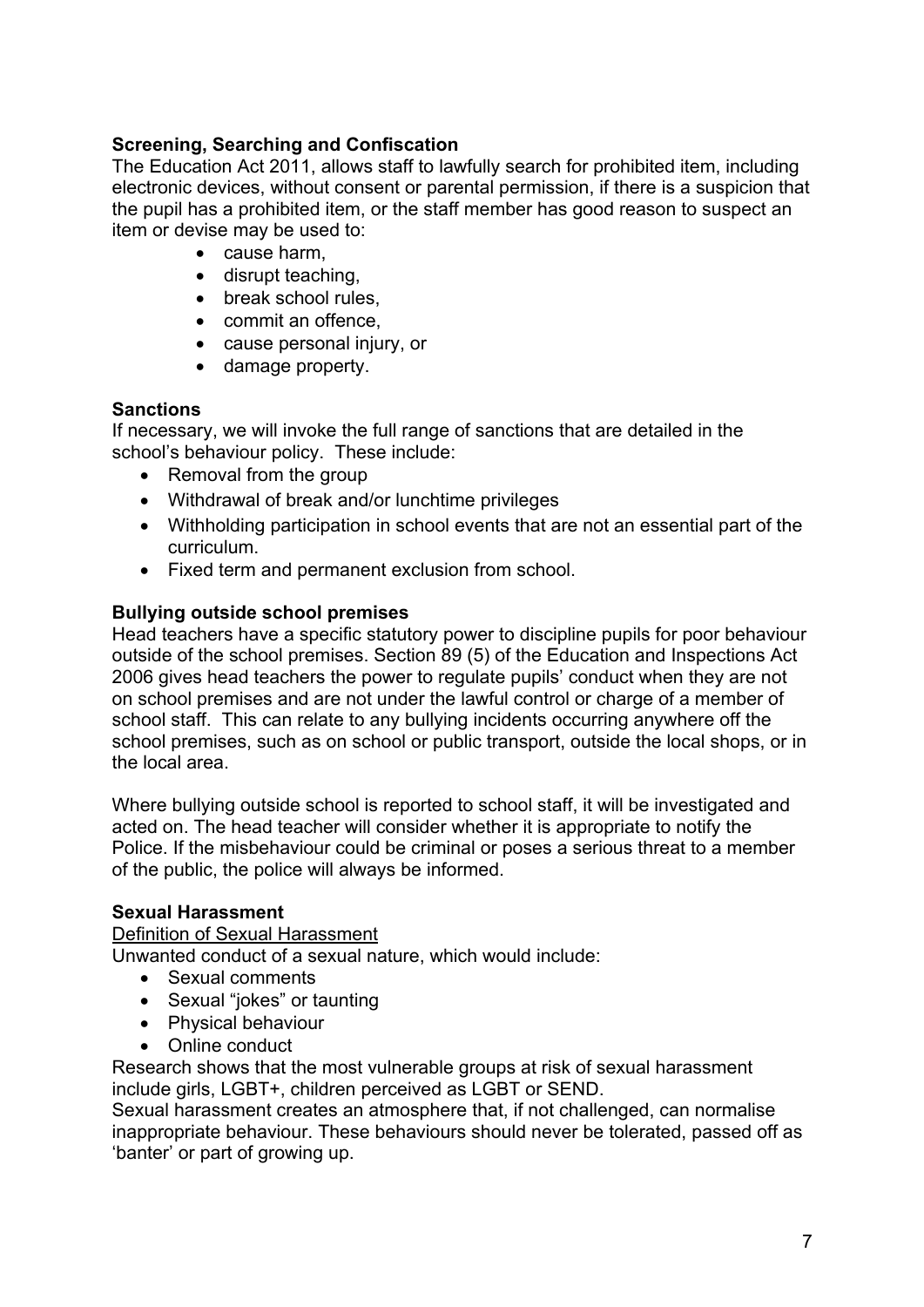**Screening, Searching and Confiscation**

The Education Act 2011, allows staff to lawfully search for prohibited item, including electronic devices, without consent or parental permission, if there is a suspicion that the pupil has a prohibited item, or the staff member has good reason to suspect an item or devise may be used to:

- cause harm,
- disrupt teaching,
- break school rules,
- commit an offence,
- cause personal injury, or
- damage property.

**Sanctions**

If necessary, we will invoke the full range of sanctions that are detailed in the school's behaviour policy. These include:

- Removal from the group
- Withdrawal of break and/or lunchtime privileges
- Withholding participation in school events that are not an essential part of the curriculum.
- Fixed term and permanent exclusion from school.

**Bullying outside school premises**

Head teachers have a specific statutory power to discipline pupils for poor behaviour outside of the school premises. Section 89 (5) of the Education and Inspections Act 2006 gives head teachers the power to regulate pupils' conduct when they are not on school premises and are not under the lawful control or charge of a member of school staff. This can relate to any bullying incidents occurring anywhere off the school premises, such as on school or public transport, outside the local shops, or in the local area.

Where bullying outside school is reported to school staff, it will be investigated and acted on. The head teacher will consider whether it is appropriate to notify the Police. If the misbehaviour could be criminal or poses a serious threat to a member of the public, the police will always be informed.

**Sexual Harassment**

<u>Definition of Sexual Harassment</u>

Unwanted conduct of a sexual nature, which would include:

- Sexual comments
- Sexual "jokes" or taunting
- Physical behaviour
- Online conduct

Research shows that the most vulnerable groups at risk of sexual harassment include girls, LGBT+, children perceived as LGBT or SEND.

Sexual harassment creates an atmosphere that, if not challenged, can normalise inappropriate behaviour. These behaviours should never be tolerated, passed off as 'banter' or part of growing up.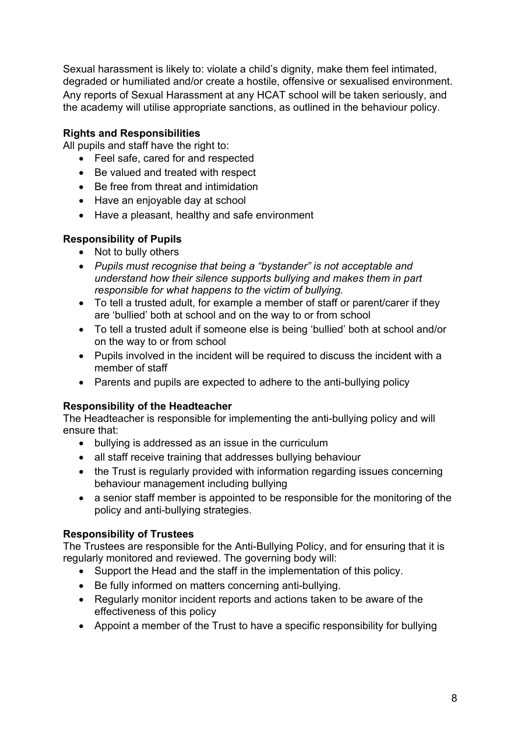Sexual harassment is likely to: violate a child's dignity, make them feel intimated, degraded or humiliated and/or create a hostile, offensive or sexualised environment. Any reports of Sexual Harassment at any HCAT school will be taken seriously, and the academy will utilise appropriate sanctions, as outlined in the behaviour policy.

**Rights and Responsibilities**

All pupils and staff have the right to:

- Feel safe, cared for and respected
- Be valued and treated with respect
- Be free from threat and intimidation
- Have an enjoyable day at school
- Have a pleasant, healthy and safe environment

**Responsibility of Pupils**

- Not to bully others
- *Pupils must recognise that being a "bystander" is not acceptable and understand how their silence supports bullying and makes them in part responsible for what happens to the victim of bullying.*
- To tell a trusted adult, for example a member of staff or parent/carer if they are 'bullied' both at school and on the way to or from school
- To tell a trusted adult if someone else is being 'bullied' both at school and/or on the way to or from school
- Pupils involved in the incident will be required to discuss the incident with a member of staff
- Parents and pupils are expected to adhere to the anti-bullying policy

**Responsibility of the Headteacher**

The Headteacher is responsible for implementing the anti-bullying policy and will ensure that:

- bullying is addressed as an issue in the curriculum
- all staff receive training that addresses bullying behaviour
- the Trust is regularly provided with information regarding issues concerning behaviour management including bullying
- a senior staff member is appointed to be responsible for the monitoring of the policy and anti-bullying strategies.

**Responsibility of Trustees**

The Trustees are responsible for the Anti-Bullying Policy, and for ensuring that it is regularly monitored and reviewed. The governing body will:

- Support the Head and the staff in the implementation of this policy.
- Be fully informed on matters concerning anti-bullying.
- Regularly monitor incident reports and actions taken to be aware of the effectiveness of this policy
- Appoint a member of the Trust to have a specific responsibility for bullying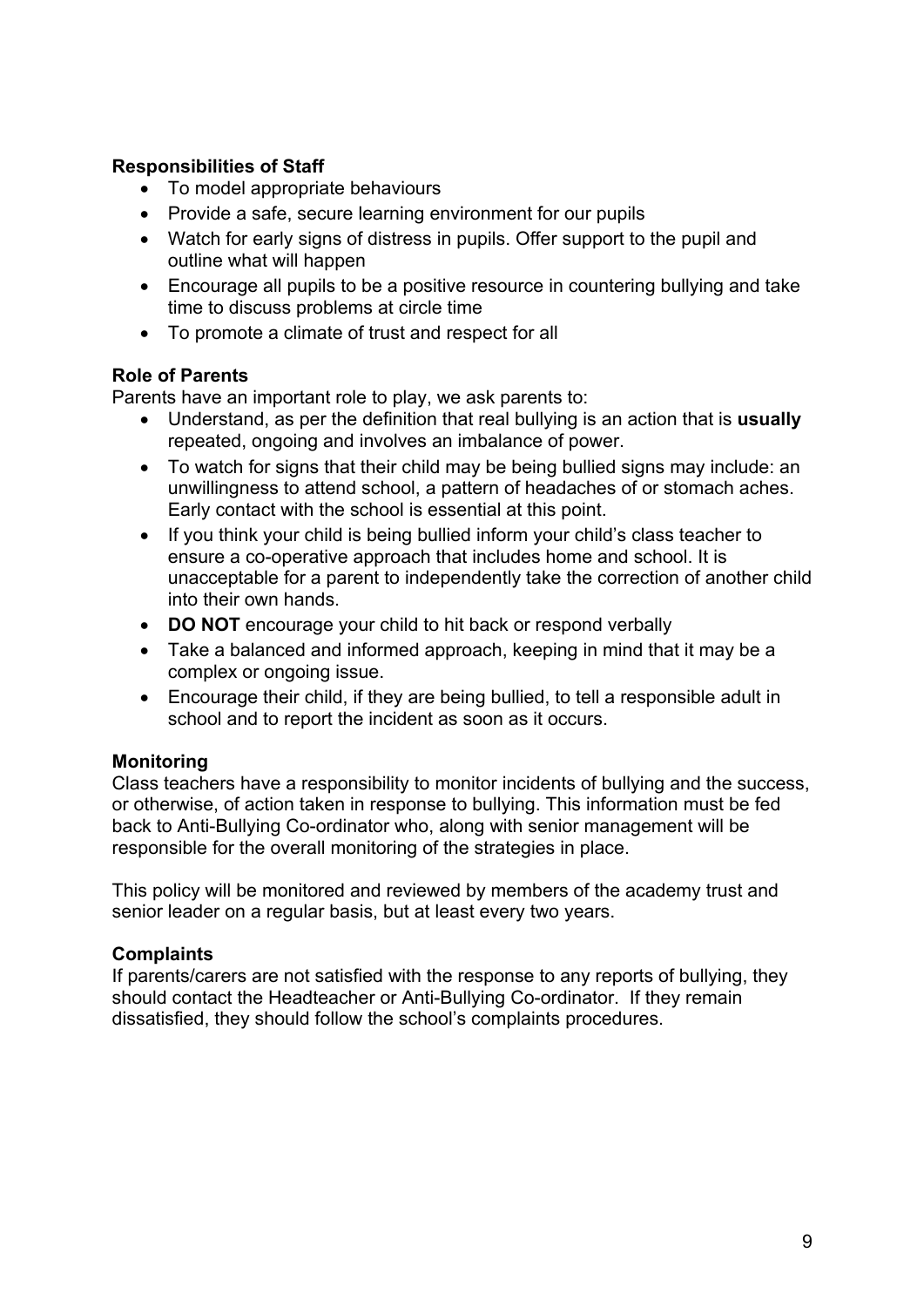**Responsibilities of Staff**

- To model appropriate behaviours
- Provide a safe, secure learning environment for our pupils
- Watch for early signs of distress in pupils. Offer support to the pupil and outline what will happen
- Encourage all pupils to be a positive resource in countering bullying and take time to discuss problems at circle time
- To promote a climate of trust and respect for all

**Role of Parents**

Parents have an important role to play, we ask parents to:

- Understand, as per the definition that real bullying is an action that is **usually** repeated, ongoing and involves an imbalance of power.
- To watch for signs that their child may be being bullied signs may include: an unwillingness to attend school, a pattern of headaches of or stomach aches. Early contact with the school is essential at this point.
- If you think your child is being bullied inform your child's class teacher to ensure a co-operative approach that includes home and school. It is unacceptable for a parent to independently take the correction of another child into their own hands.
- **DO NOT** encourage your child to hit back or respond verbally
- Take a balanced and informed approach, keeping in mind that it may be a complex or ongoing issue.
- Encourage their child, if they are being bullied, to tell a responsible adult in school and to report the incident as soon as it occurs.

**Monitoring**

Class teachers have a responsibility to monitor incidents of bullying and the success, or otherwise, of action taken in response to bullying. This information must be fed back to Anti-Bullying Co-ordinator who, along with senior management will be responsible for the overall monitoring of the strategies in place.

This policy will be monitored and reviewed by members of the academy trust and senior leader on a regular basis, but at least every two years.

**Complaints**

If parents/carers are not satisfied with the response to any reports of bullying, they should contact the Headteacher or Anti-Bullying Co-ordinator. If they remain dissatisfied, they should follow the school's complaints procedures.